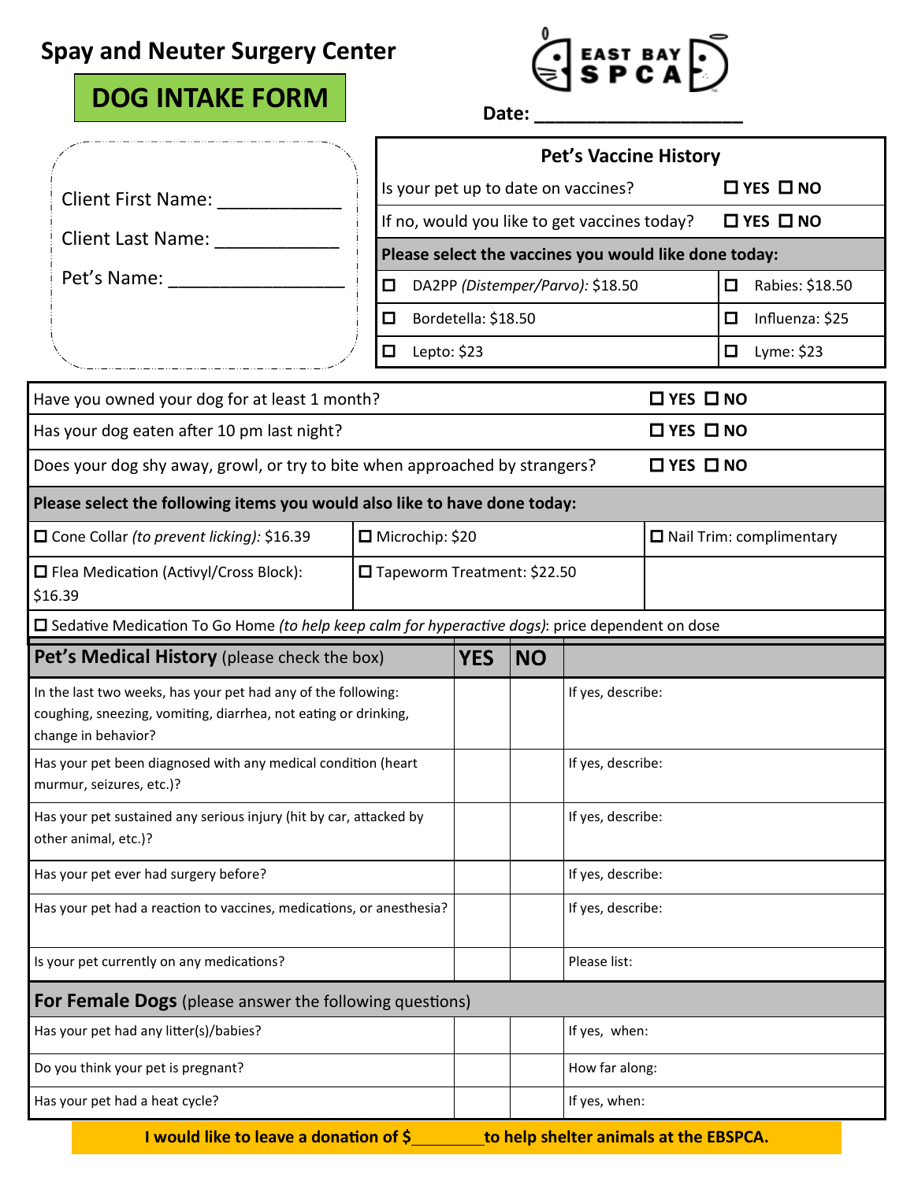# Spay and Neuter Surgery Center

## DOG INTAKE FORM

EAST BAY SPCA

**Date:** ____________________

Client First Name: ____________

Client Last Name: ____________

Pet's Name: ________________

| Pet's Vaccine History | |
|---|---|
| Is your pet up to date on vaccines? | ☐ YES ☐ NO |
| If no, would you like to get vaccines today? | ☐ YES ☐ NO |
| **Please select the vaccines you would like done today:** | |
| ☐ DA2PP *(Distemper/Parvo)*: $18.50 | ☐ Rabies: $18.50 |
| ☐ Bordetella: $18.50 | ☐ Influenza: $25 |
| ☐ Lepto: $23 | ☐ Lyme: $23 |

| | | |
|---|---|---|
| Have you owned your dog for at least 1 month? | | ☐ YES ☐ NO |
| Has your dog eaten after 10 pm last night? | | ☐ YES ☐ NO |
| Does your dog shy away, growl, or try to bite when approached by strangers? | | ☐ YES ☐ NO |
| **Please select the following items you would also like to have done today:** | | |
| ☐ Cone Collar *(to prevent licking)*: $16.39 | ☐ Microchip: $20 | ☐ Nail Trim: complimentary |
| ☐ Flea Medication (Activyl/Cross Block): $16.39 | ☐ Tapeworm Treatment: $22.50 | |
| ☐ Sedative Medication To Go Home *(to help keep calm for hyperactive dogs)*: price dependent on dose | | |

| **Pet's Medical History** (please check the box) | YES | NO | |
|---|---|---|---|
| In the last two weeks, has your pet had any of the following: coughing, sneezing, vomiting, diarrhea, not eating or drinking, change in behavior? | | | If yes, describe: |
| Has your pet been diagnosed with any medical condition (heart murmur, seizures, etc.)? | | | If yes, describe: |
| Has your pet sustained any serious injury (hit by car, attacked by other animal, etc.)? | | | If yes, describe: |
| Has your pet ever had surgery before? | | | If yes, describe: |
| Has your pet had a reaction to vaccines, medications, or anesthesia? | | | If yes, describe: |
| Is your pet currently on any medications? | | | Please list: |
| **For Female Dogs** (please answer the following questions) | | | |
| Has your pet had any litter(s)/babies? | | | If yes, when: |
| Do you think your pet is pregnant? | | | How far along: |
| Has your pet had a heat cycle? | | | If yes, when: |

**I would like to leave a donation of $________ to help shelter animals at the EBSPCA.**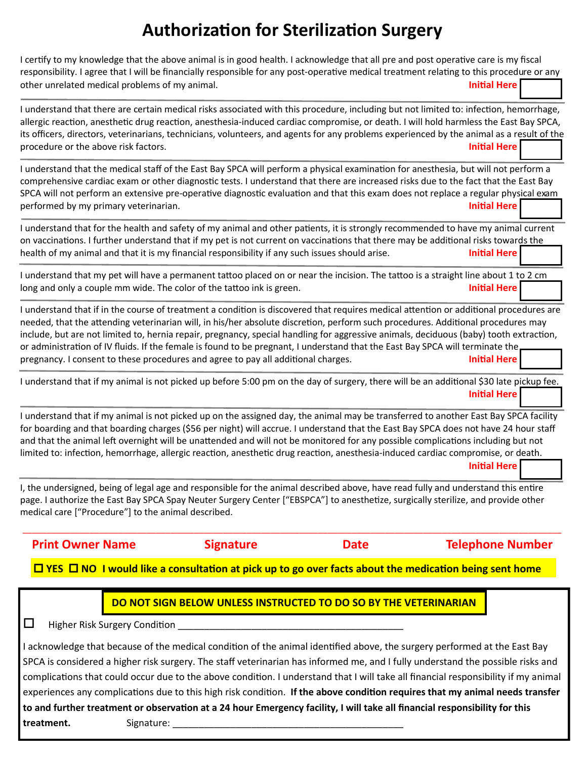# Authorization for Sterilization Surgery

I certify to my knowledge that the above animal is in good health. I acknowledge that all pre and post operative care is my fiscal responsibility. I agree that I will be financially responsible for any post-operative medical treatment relating to this procedure or any other unrelated medical problems of my animal. **Initial Here** ☐

I understand that there are certain medical risks associated with this procedure, including but not limited to: infection, hemorrhage, allergic reaction, anesthetic drug reaction, anesthesia-induced cardiac compromise, or death. I will hold harmless the East Bay SPCA, its officers, directors, veterinarians, technicians, volunteers, and agents for any problems experienced by the animal as a result of the procedure or the above risk factors. **Initial Here** ☐

I understand that the medical staff of the East Bay SPCA will perform a physical examination for anesthesia, but will not perform a comprehensive cardiac exam or other diagnostic tests. I understand that there are increased risks due to the fact that the East Bay SPCA will not perform an extensive pre-operative diagnostic evaluation and that this exam does not replace a regular physical exam performed by my primary veterinarian. **Initial Here** ☐

I understand that for the health and safety of my animal and other patients, it is strongly recommended to have my animal current on vaccinations. I further understand that if my pet is not current on vaccinations that there may be additional risks towards the health of my animal and that it is my financial responsibility if any such issues should arise. **Initial Here** ☐

I understand that my pet will have a permanent tattoo placed on or near the incision. The tattoo is a straight line about 1 to 2 cm long and only a couple mm wide. The color of the tattoo ink is green. **Initial Here** ☐

I understand that if in the course of treatment a condition is discovered that requires medical attention or additional procedures are needed, that the attending veterinarian will, in his/her absolute discretion, perform such procedures. Additional procedures may include, but are not limited to, hernia repair, pregnancy, special handling for aggressive animals, deciduous (baby) tooth extraction, or administration of IV fluids. If the female is found to be pregnant, I understand that the East Bay SPCA will terminate the pregnancy. I consent to these procedures and agree to pay all additional charges. **Initial Here** ☐

I understand that if my animal is not picked up before 5:00 pm on the day of surgery, there will be an additional $30 late pickup fee. **Initial Here** ☐

I understand that if my animal is not picked up on the assigned day, the animal may be transferred to another East Bay SPCA facility for boarding and that boarding charges ($56 per night) will accrue. I understand that the East Bay SPCA does not have 24 hour staff and that the animal left overnight will be unattended and will not be monitored for any possible complications including but not limited to: infection, hemorrhage, allergic reaction, anesthetic drug reaction, anesthesia-induced cardiac compromise, or death. **Initial Here** ☐

I, the undersigned, being of legal age and responsible for the animal described above, have read fully and understand this entire page. I authorize the East Bay SPCA Spay Neuter Surgery Center ["EBSPCA"] to anesthetize, surgically sterilize, and provide other medical care ["Procedure"] to the animal described.

______________________________________________________________________________

**Print Owner Name** **Signature** **Date** **Telephone Number**

**☐ YES ☐ NO I would like a consultation at pick up to go over facts about the medication being sent home**

**DO NOT SIGN BELOW UNLESS INSTRUCTED TO DO SO BY THE VETERINARIAN**

☐ Higher Risk Surgery Condition ________________________________________

I acknowledge that because of the medical condition of the animal identified above, the surgery performed at the East Bay SPCA is considered a higher risk surgery. The staff veterinarian has informed me, and I fully understand the possible risks and complications that could occur due to the above condition. I understand that I will take all financial responsibility if my animal experiences any complications due to this high risk condition. **If the above condition requires that my animal needs transfer to and further treatment or observation at a 24 hour Emergency facility, I will take all financial responsibility for this treatment.** Signature: ________________________________________